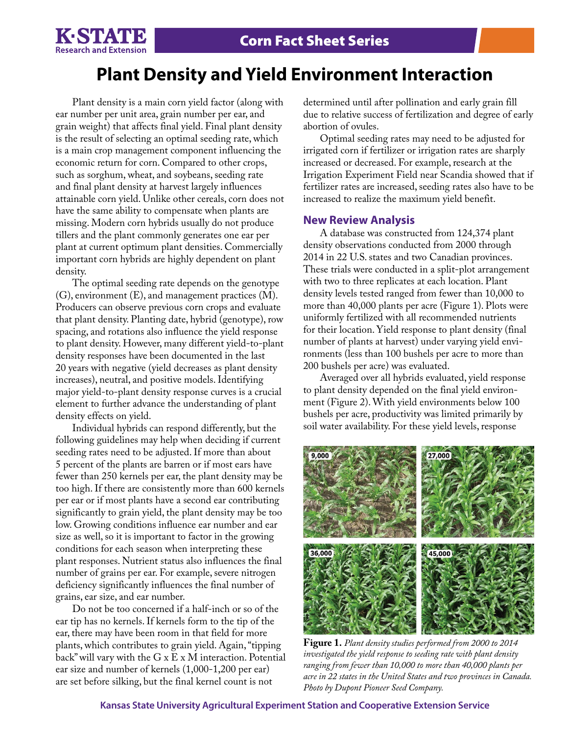# Plant Density and Yield Environment Interaction

Plant density is a main corn yield factor (along with ear number per unit area, grain number per ear, and grain weight) that affects final yield. Final plant density is the result of selecting an optimal seeding rate, which is a main crop management component influencing the economic return for corn. Compared to other crops, such as sorghum, wheat, and soybeans, seeding rate and final plant density at harvest largely influences attainable corn yield. Unlike other cereals, corn does not have the same ability to compensate when plants are missing. Modern corn hybrids usually do not produce tillers and the plant commonly generates one ear per plant at current optimum plant densities. Commercially important corn hybrids are highly dependent on plant density.

The optimal seeding rate depends on the genotype (G), environment (E), and management practices (M). Producers can observe previous corn crops and evaluate that plant density. Planting date, hybrid (genotype), row spacing, and rotations also influence the yield response to plant density. However, many different yield-to-plant density responses have been documented in the last 20 years with negative (yield decreases as plant density increases), neutral, and positive models. Identifying major yield-to-plant density response curves is a crucial element to further advance the understanding of plant density effects on yield.

Individual hybrids can respond differently, but the following guidelines may help when deciding if current seeding rates need to be adjusted. If more than about 5 percent of the plants are barren or if most ears have fewer than 250 kernels per ear, the plant density may be too high. If there are consistently more than 600 kernels per ear or if most plants have a second ear contributing significantly to grain yield, the plant density may be too low. Growing conditions influence ear number and ear size as well, so it is important to factor in the growing conditions for each season when interpreting these plant responses. Nutrient status also influences the final number of grains per ear. For example, severe nitrogen deficiency significantly influences the final number of grains, ear size, and ear number.

Do not be too concerned if a half-inch or so of the ear tip has no kernels. If kernels form to the tip of the ear, there may have been room in that field for more plants, which contributes to grain yield. Again, "tipping back" will vary with the G x E x M interaction. Potential ear size and number of kernels (1,000-1,200 per ear) are set before silking, but the final kernel count is not determined until after pollination and early grain fill due to relative success of fertilization and degree of early abortion of ovules.

Optimal seeding rates may need to be adjusted for irrigated corn if fertilizer or irrigation rates are sharply increased or decreased. For example, research at the Irrigation Experiment Field near Scandia showed that if fertilizer rates are increased, seeding rates also have to be increased to realize the maximum yield benefit.

## New Review Analysis

A database was constructed from 124,374 plant density observations conducted from 2000 through 2014 in 22 U.S. states and two Canadian provinces. These trials were conducted in a split-plot arrangement with two to three replicates at each location. Plant density levels tested ranged from fewer than 10,000 to more than 40,000 plants per acre (Figure 1). Plots were uniformly fertilized with all recommended nutrients for their location. Yield response to plant density (final number of plants at harvest) under varying yield environments (less than 100 bushels per acre to more than 200 bushels per acre) was evaluated.

Averaged over all hybrids evaluated, yield response to plant density depended on the final yield environment (Figure 2). With yield environments below 100 bushels per acre, productivity was limited primarily by soil water availability. For these yield levels, response

**Figure 1.** *Plant density studies performed from 2000 to 2014 investigated the yield response to seeding rate with plant density ranging from fewer than 10,000 to more than 40,000 plants per acre in 22 states in the United States and two provinces in Canada. Photo by Dupont Pioneer Seed Company.*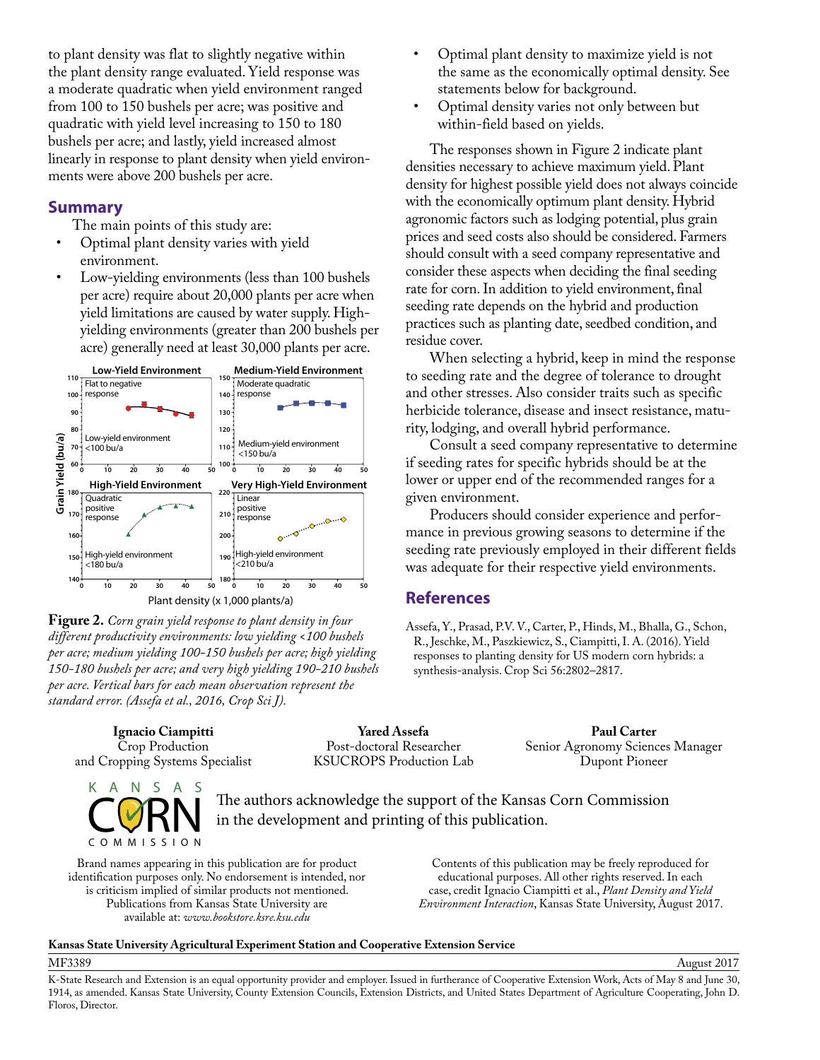to plant density was flat to slightly negative within the plant density range evaluated. Yield response was a moderate quadratic when yield environment ranged from 100 to 150 bushels per acre; was positive and quadratic with yield level increasing to 150 to 180 bushels per acre; and lastly, yield increased almost linearly in response to plant density when yield environments were above 200 bushels per acre.

## Summary

The main points of this study are:

- Optimal plant density varies with yield environment.
- Low-yielding environments (less than 100 bushels per acre) require about 20,000 plants per acre when yield limitations are caused by water supply. High-yielding environments (greater than 200 bushels per acre) generally need at least 30,000 plants per acre.

Low-Yield Environment
Flat to negative response
Low-yield environment <100 bu/a

Medium-Yield Environment
Moderate quadratic response
Medium-yield environment <150 bu/a

High-Yield Environment
Quadratic positive response
High-yield environment <180 bu/a

Very High-Yield Environment
Linear positive response
High-yield environment <210 bu/a

Grain Yield (bu/a)

Plant density (x 1,000 plants/a)

**Figure 2.** *Corn grain yield response to plant density in four different productivity environments: low yielding <100 bushels per acre; medium yielding 100–150 bushels per acre; high yielding 150–180 bushels per acre; and very high yielding 190–210 bushels per acre. Vertical bars for each mean observation represent the standard error. (Assefa et al., 2016, Crop Sci J).*

- Optimal plant density to maximize yield is not the same as the economically optimal density. See statements below for background.
- Optimal density varies not only between but within-field based on yields.

The responses shown in Figure 2 indicate plant densities necessary to achieve maximum yield. Plant density for highest possible yield does not always coincide with the economically optimum plant density. Hybrid agronomic factors such as lodging potential, plus grain prices and seed costs also should be considered. Farmers should consult with a seed company representative and consider these aspects when deciding the final seeding rate for corn. In addition to yield environment, final seeding rate depends on the hybrid and production practices such as planting date, seedbed condition, and residue cover.

When selecting a hybrid, keep in mind the response to seeding rate and the degree of tolerance to drought and other stresses. Also consider traits such as specific herbicide tolerance, disease and insect resistance, maturity, lodging, and overall hybrid performance.

Consult a seed company representative to determine if seeding rates for specific hybrids should be at the lower or upper end of the recommended ranges for a given environment.

Producers should consider experience and performance in previous growing seasons to determine if the seeding rate previously employed in their different fields was adequate for their respective yield environments.

## References

Assefa, Y., Prasad, P.V. V., Carter, P., Hinds, M., Bhalla, G., Schon, R., Jeschke, M., Paszkiewicz, S., Ciampitti, I. A. (2016). Yield responses to planting density for US modern corn hybrids: a synthesis-analysis. Crop Sci 56:2802–2817.

**Ignacio Ciampitti**
Crop Production and Cropping Systems Specialist

**Yared Assefa**
Post-doctoral Researcher
KSUCROPS Production Lab

**Paul Carter**
Senior Agronomy Sciences Manager
Dupont Pioneer

KANSAS CORN COMMISSION

The authors acknowledge the support of the Kansas Corn Commission in the development and printing of this publication.

Brand names appearing in this publication are for product identification purposes only. No endorsement is intended, nor is criticism implied of similar products not mentioned. Publications from Kansas State University are available at: *www.bookstore.ksre.ksu.edu*

Contents of this publication may be freely reproduced for educational purposes. All other rights reserved. In each case, credit Ignacio Ciampitti et al., *Plant Density and Yield Environment Interaction*, Kansas State University, August 2017.

**Kansas State University Agricultural Experiment Station and Cooperative Extension Service**

MF3389 August 2017

K-State Research and Extension is an equal opportunity provider and employer. Issued in furtherance of Cooperative Extension Work, Acts of May 8 and June 30, 1914, as amended. Kansas State University, County Extension Councils, Extension Districts, and United States Department of Agriculture Cooperating, John D. Floros, Director.